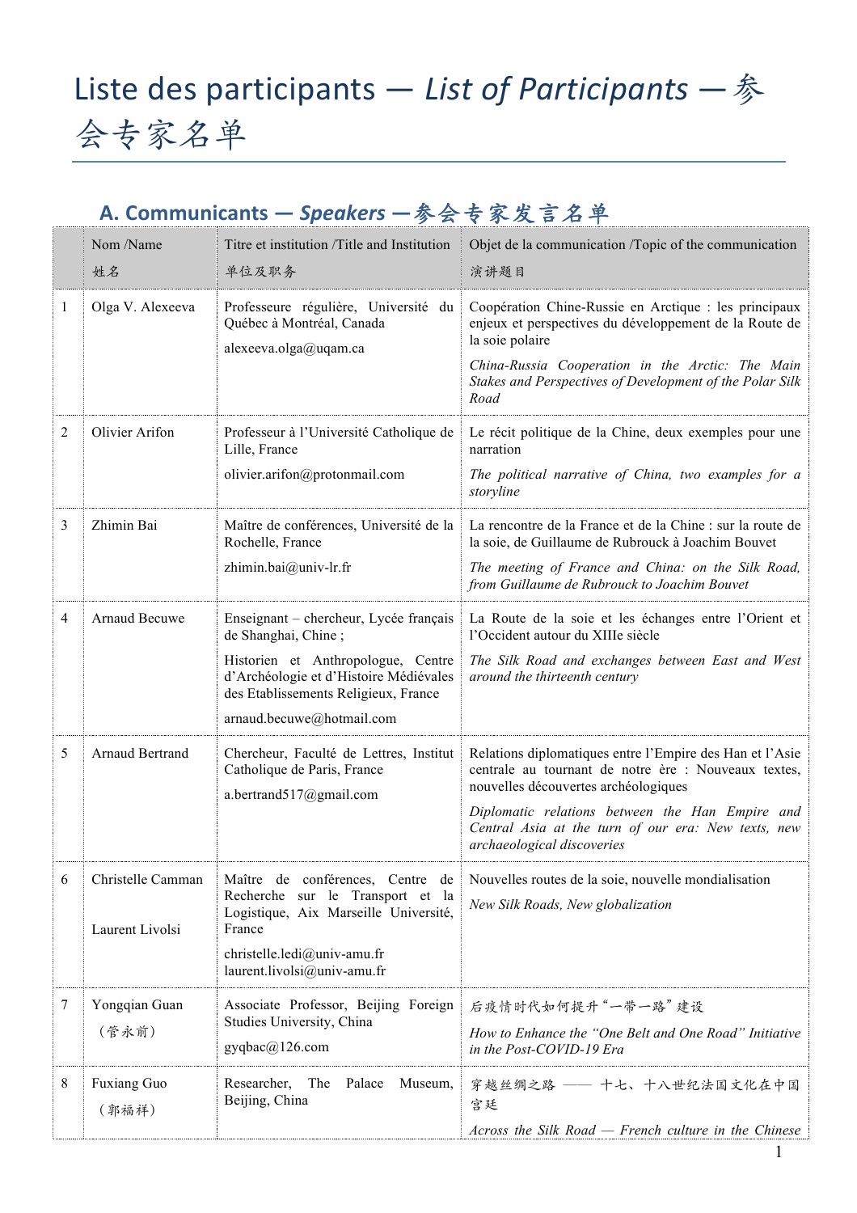# Liste des participants — *List of Participants* — 参会专家名单

## A. Communicants — *Speakers* — 参会专家发言名单

| | Nom /Name<br>姓名 | Titre et institution /Title and Institution<br>单位及职务 | Objet de la communication /Topic of the communication<br>演讲题目 |
|---|---|---|---|
| 1 | Olga V. Alexeeva | Professeure régulière, Université du Québec à Montréal, Canada<br>alexeeva.olga@uqam.ca | Coopération Chine-Russie en Arctique : les principaux enjeux et perspectives du développement de la Route de la soie polaire<br>*China-Russia Cooperation in the Arctic: The Main Stakes and Perspectives of Development of the Polar Silk Road* |
| 2 | Olivier Arifon | Professeur à l'Université Catholique de Lille, France<br>olivier.arifon@protonmail.com | Le récit politique de la Chine, deux exemples pour une narration<br>*The political narrative of China, two examples for a storyline* |
| 3 | Zhimin Bai | Maître de conférences, Université de la Rochelle, France<br>zhimin.bai@univ-lr.fr | La rencontre de la France et de la Chine : sur la route de la soie, de Guillaume de Rubrouck à Joachim Bouvet<br>*The meeting of France and China: on the Silk Road, from Guillaume de Rubrouck to Joachim Bouvet* |
| 4 | Arnaud Becuwe | Enseignant – chercheur, Lycée français de Shanghai, Chine ;<br>Historien et Anthropologue, Centre d'Archéologie et d'Histoire Médiévales des Etablissements Religieux, France<br>arnaud.becuwe@hotmail.com | La Route de la soie et les échanges entre l'Orient et l'Occident autour du XIIIe siècle<br>*The Silk Road and exchanges between East and West around the thirteenth century* |
| 5 | Arnaud Bertrand | Chercheur, Faculté de Lettres, Institut Catholique de Paris, France<br>a.bertrand517@gmail.com | Relations diplomatiques entre l'Empire des Han et l'Asie centrale au tournant de notre ère : Nouveaux textes, nouvelles découvertes archéologiques<br>*Diplomatic relations between the Han Empire and Central Asia at the turn of our era: New texts, new archaeological discoveries* |
| 6 | Christelle Camman<br><br>Laurent Livolsi | Maître de conférences, Centre de Recherche sur le Transport et la Logistique, Aix Marseille Université, France<br>christelle.ledi@univ-amu.fr<br>laurent.livolsi@univ-amu.fr | Nouvelles routes de la soie, nouvelle mondialisation<br>*New Silk Roads, New globalization* |
| 7 | Yongqian Guan<br>（管永前） | Associate Professor, Beijing Foreign Studies University, China<br>gyqbac@126.com | 后疫情时代如何提升"一带一路"建设<br>*How to Enhance the "One Belt and One Road" Initiative in the Post-COVID-19 Era* |
| 8 | Fuxiang Guo<br>（郭福祥） | Researcher, The Palace Museum, Beijing, China | 穿越丝绸之路 —— 十七、十八世纪法国文化在中国宫廷<br>*Across the Silk Road — French culture in the Chinese* |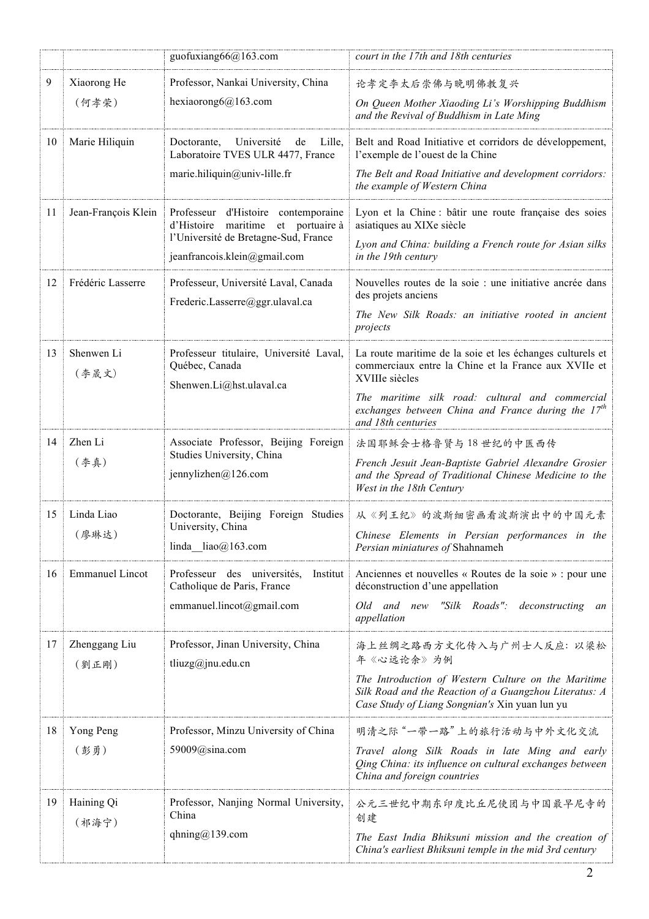| | | | |
|---|---|---|---|
| | | guofuxiang66@163.com | *court in the 17th and 18th centuries* |
| 9 | Xiaorong He<br>（何孝荣） | Professor, Nankai University, China<br>hexiaorong6@163.com | 论孝定李太后崇佛与晚明佛教复兴<br>*On Queen Mother Xiaoding Li's Worshipping Buddhism and the Revival of Buddhism in Late Ming* |
| 10 | Marie Hiliquin | Doctorante, Université de Lille, Laboratoire TVES ULR 4477, France<br>marie.hiliquin@univ-lille.fr | Belt and Road Initiative et corridors de développement, l'exemple de l'ouest de la Chine<br>*The Belt and Road Initiative and development corridors: the example of Western China* |
| 11 | Jean-François Klein | Professeur d'Histoire contemporaine d'Histoire maritime et portuaire à l'Université de Bretagne-Sud, France<br>jeanfrancois.klein@gmail.com | Lyon et la Chine : bâtir une route française des soies asiatiques au XIXe siècle<br>*Lyon and China: building a French route for Asian silks in the 19th century* |
| 12 | Frédéric Lasserre | Professeur, Université Laval, Canada<br>Frederic.Lasserre@ggr.ulaval.ca | Nouvelles routes de la soie : une initiative ancrée dans des projets anciens<br>*The New Silk Roads: an initiative rooted in ancient projects* |
| 13 | Shenwen Li<br>（李晟文） | Professeur titulaire, Université Laval, Québec, Canada<br>Shenwen.Li@hst.ulaval.ca | La route maritime de la soie et les échanges culturels et commerciaux entre la Chine et la France aux XVIIe et XVIIIe siècles<br>*The maritime silk road: cultural and commercial exchanges between China and France during the 17th and 18th centuries* |
| 14 | Zhen Li<br>（李真） | Associate Professor, Beijing Foreign Studies University, China<br>jennylizhen@126.com | 法国耶稣会士格鲁贤与18世纪的中医西传<br>*French Jesuit Jean-Baptiste Gabriel Alexandre Grosier and the Spread of Traditional Chinese Medicine to the West in the 18th Century* |
| 15 | Linda Liao<br>（廖琳达） | Doctorante, Beijing Foreign Studies University, China<br>linda__liao@163.com | 从《列王纪》的波斯细密画看波斯演出中的中国元素<br>*Chinese Elements in Persian performances in the Persian miniatures of* Shahnameh |
| 16 | Emmanuel Lincot | Professeur des universités, Institut Catholique de Paris, France<br>emmanuel.lincot@gmail.com | Anciennes et nouvelles « Routes de la soie » : pour une déconstruction d'une appellation<br>*Old and new "Silk Roads": deconstructing an appellation* |
| 17 | Zhenggang Liu<br>（劉正刚） | Professor, Jinan University, China<br>tliuzg@jnu.edu.cn | 海上丝绸之路西方文化传入与广州士人反应：以梁松年《心远论余》为例<br>*The Introduction of Western Culture on the Maritime Silk Road and the Reaction of a Guangzhou Literatus: A Case Study of Liang Songnian's* Xin yuan lun yu |
| 18 | Yong Peng<br>（彭勇） | Professor, Minzu University of China<br>59009@sina.com | 明清之际"一带一路"上的旅行活动与中外文化交流<br>*Travel along Silk Roads in late Ming and early Qing China: its influence on cultural exchanges between China and foreign countries* |
| 19 | Haining Qi<br>（祁海宁） | Professor, Nanjing Normal University, China<br>qhning@139.com | 公元三世纪中期东印度比丘尼使团与中国最早尼寺的创建<br>*The East India Bhiksuni mission and the creation of China's earliest Bhiksuni temple in the mid 3rd century* |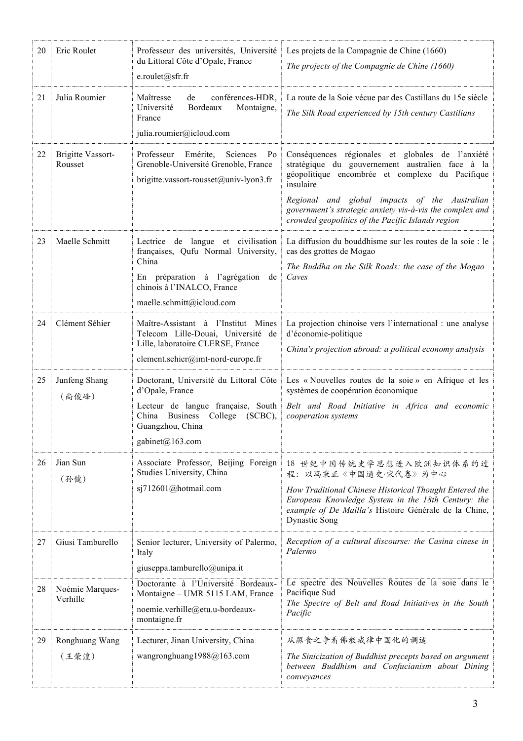| 20 | Eric Roulet | Professeur des universités, Université du Littoral Côte d'Opale, France<br>e.roulet@sfr.fr | Les projets de la Compagnie de Chine (1660)<br>*The projects of the Compagnie de Chine (1660)* |
|---|---|---|---|
| 21 | Julia Roumier | Maîtresse de conférences-HDR, Université Bordeaux Montaigne, France<br>julia.roumier@icloud.com | La route de la Soie vécue par des Castillans du 15e siècle<br>*The Silk Road experienced by 15th century Castilians* |
| 22 | Brigitte Vassort-Rousset | Professeur Emérite, Sciences Po Grenoble-Université Grenoble, France<br>brigitte.vassort-rousset@univ-lyon3.fr | Conséquences régionales et globales de l'anxiété stratégique du gouvernement australien face à la géopolitique encombrée et complexe du Pacifique insulaire<br>*Regional and global impacts of the Australian government's strategic anxiety vis-à-vis the complex and crowded geopolitics of the Pacific Islands region* |
| 23 | Maelle Schmitt | Lectrice de langue et civilisation françaises, Qufu Normal University, China<br>En préparation à l'agrégation de chinois à l'INALCO, France<br>maelle.schmitt@icloud.com | La diffusion du bouddhisme sur les routes de la soie : le cas des grottes de Mogao<br>*The Buddha on the Silk Roads: the case of the Mogao Caves* |
| 24 | Clément Séhier | Maître-Assistant à l'Institut Mines Telecom Lille-Douai, Université de Lille, laboratoire CLERSE, France<br>clement.sehier@imt-nord-europe.fr | La projection chinoise vers l'international : une analyse d'économie-politique<br>*China's projection abroad: a political economy analysis* |
| 25 | Junfeng Shang<br>（尚俊峰） | Doctorant, Université du Littoral Côte d'Opale, France<br>Lecteur de langue française, South China Business College (SCBC), Guangzhou, China<br>gabinet@163.com | Les « Nouvelles routes de la soie » en Afrique et les systèmes de coopération économique<br>*Belt and Road Initiative in Africa and economic cooperation systems* |
| 26 | Jian Sun<br>（孙健） | Associate Professor, Beijing Foreign Studies University, China<br>sj712601@hotmail.com | 18 世纪中国传统史学思想进入欧洲知识体系的过程：以冯秉正《中国通史·宋代卷》为中心<br>*How Traditional Chinese Historical Thought Entered the European Knowledge System in the 18th Century: the example of De Mailla's* Histoire Générale de la Chine, Dynastie Song |
| 27 | Giusi Tamburello | Senior lecturer, University of Palermo, Italy<br>giuseppa.tamburello@unipa.it | *Reception of a cultural discourse: the Casina cinese in Palermo* |
| 28 | Noémie Marques-Verhille | Doctorante à l'Université Bordeaux-Montaigne – UMR 5115 LAM, France<br>noemie.verhille@etu.u-bordeaux-montaigne.fr | Le spectre des Nouvelles Routes de la soie dans le Pacifique Sud<br>*The Spectre of Belt and Road Initiatives in the South Pacific* |
| 29 | Ronghuang Wang<br>（王荣湟） | Lecturer, Jinan University, China<br>wangronghuang1988@163.com | 从踞食之争看佛教戒律中国化的调适<br>*The Sinicization of Buddhist precepts based on argument between Buddhism and Confucianism about Dining conveyances* |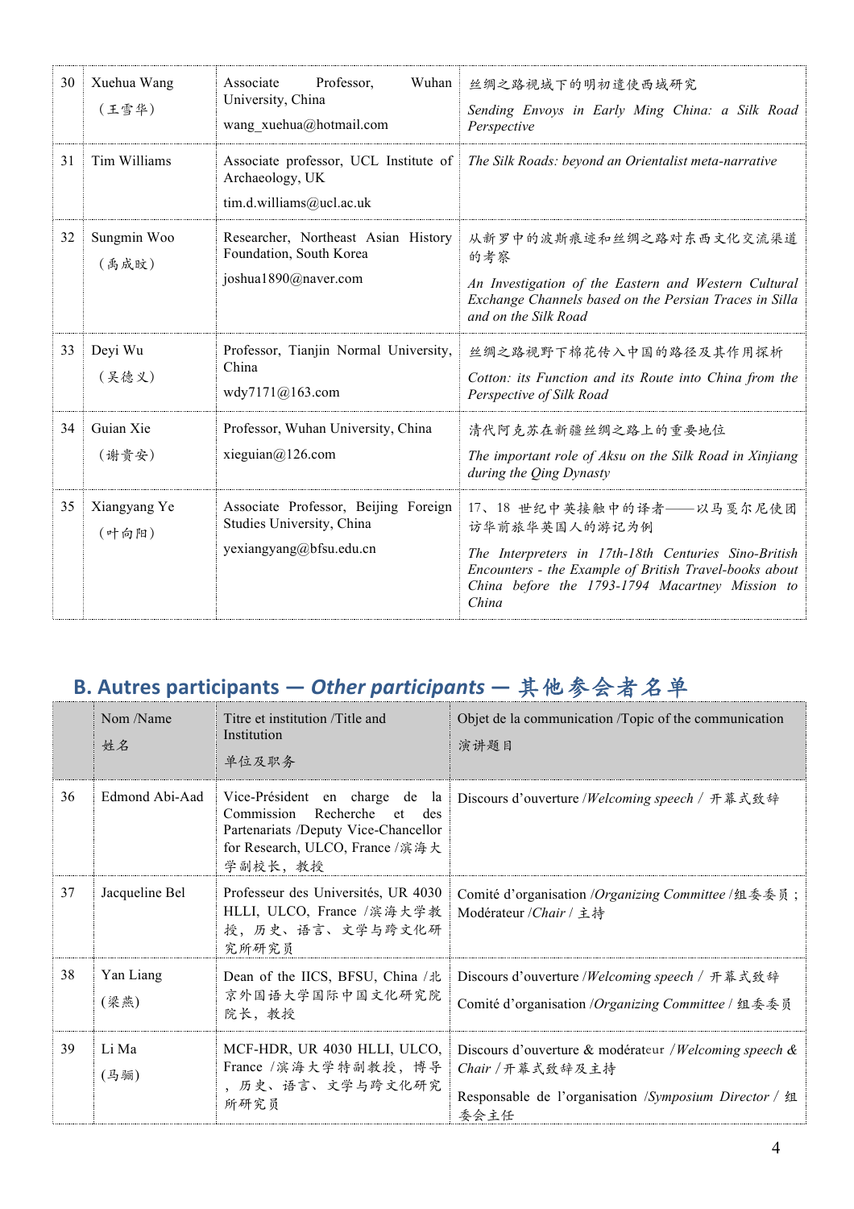| 30 | Xuehua Wang<br>（王雪华） | Associate Professor, Wuhan University, China<br>wang_xuehua@hotmail.com | 丝绸之路视域下的明初遣使西域研究<br>*Sending Envoys in Early Ming China: a Silk Road Perspective* |
|---|---|---|---|
| 31 | Tim Williams | Associate professor, UCL Institute of Archaeology, UK<br>tim.d.williams@ucl.ac.uk | *The Silk Roads: beyond an Orientalist meta-narrative* |
| 32 | Sungmin Woo<br>（禹成旼） | Researcher, Northeast Asian History Foundation, South Korea<br>joshua1890@naver.com | 从新罗中的波斯痕迹和丝绸之路对东西文化交流渠道的考察<br>*An Investigation of the Eastern and Western Cultural Exchange Channels based on the Persian Traces in Silla and on the Silk Road* |
| 33 | Deyi Wu<br>（吴德义） | Professor, Tianjin Normal University, China<br>wdy7171@163.com | 丝绸之路视野下棉花传入中国的路径及其作用探析<br>*Cotton: its Function and its Route into China from the Perspective of Silk Road* |
| 34 | Guian Xie<br>（谢贵安） | Professor, Wuhan University, China<br>xieguian@126.com | 清代阿克苏在新疆丝绸之路上的重要地位<br>*The important role of Aksu on the Silk Road in Xinjiang during the Qing Dynasty* |
| 35 | Xiangyang Ye<br>（叶向阳） | Associate Professor, Beijing Foreign Studies University, China<br>yexiangyang@bfsu.edu.cn | 17、18 世纪中英接触中的译者——以马戛尔尼使团访华前旅华英国人的游记为例<br>*The Interpreters in 17th-18th Centuries Sino-British Encounters - the Example of British Travel-books about China before the 1793-1794 Macartney Mission to China* |

## B. Autres participants — *Other participants* — 其他参会者名单

| | Nom /Name<br>姓名 | Titre et institution /Title and Institution<br>单位及职务 | Objet de la communication /Topic of the communication<br>演讲题目 |
|---|---|---|---|
| 36 | Edmond Abi-Aad | Vice-Président en charge de la Commission Recherche et des Partenariats /Deputy Vice-Chancellor for Research, ULCO, France /滨海大学副校长，教授 | Discours d'ouverture /*Welcoming speech* / 开幕式致辞 |
| 37 | Jacqueline Bel | Professeur des Universités, UR 4030 HLLI, ULCO, France /滨海大学教授，历史、语言、文学与跨文化研究所研究员 | Comité d'organisation /*Organizing Committee* /组委委员；Modérateur /*Chair* / 主持 |
| 38 | Yan Liang<br>(梁燕) | Dean of the IICS, BFSU, China /北京外国语大学国际中国文化研究院院长，教授 | Discours d'ouverture /*Welcoming speech* / 开幕式致辞<br>Comité d'organisation /*Organizing Committee* / 组委委员 |
| 39 | Li Ma<br>(马骊) | MCF-HDR, UR 4030 HLLI, ULCO, France /滨海大学特副教授，博导，历史、语言、文学与跨文化研究所研究员 | Discours d'ouverture & modérateur /*Welcoming speech & Chair* / 开幕式致辞及主持<br>Responsable de l'organisation /*Symposium Director* / 组委会主任 |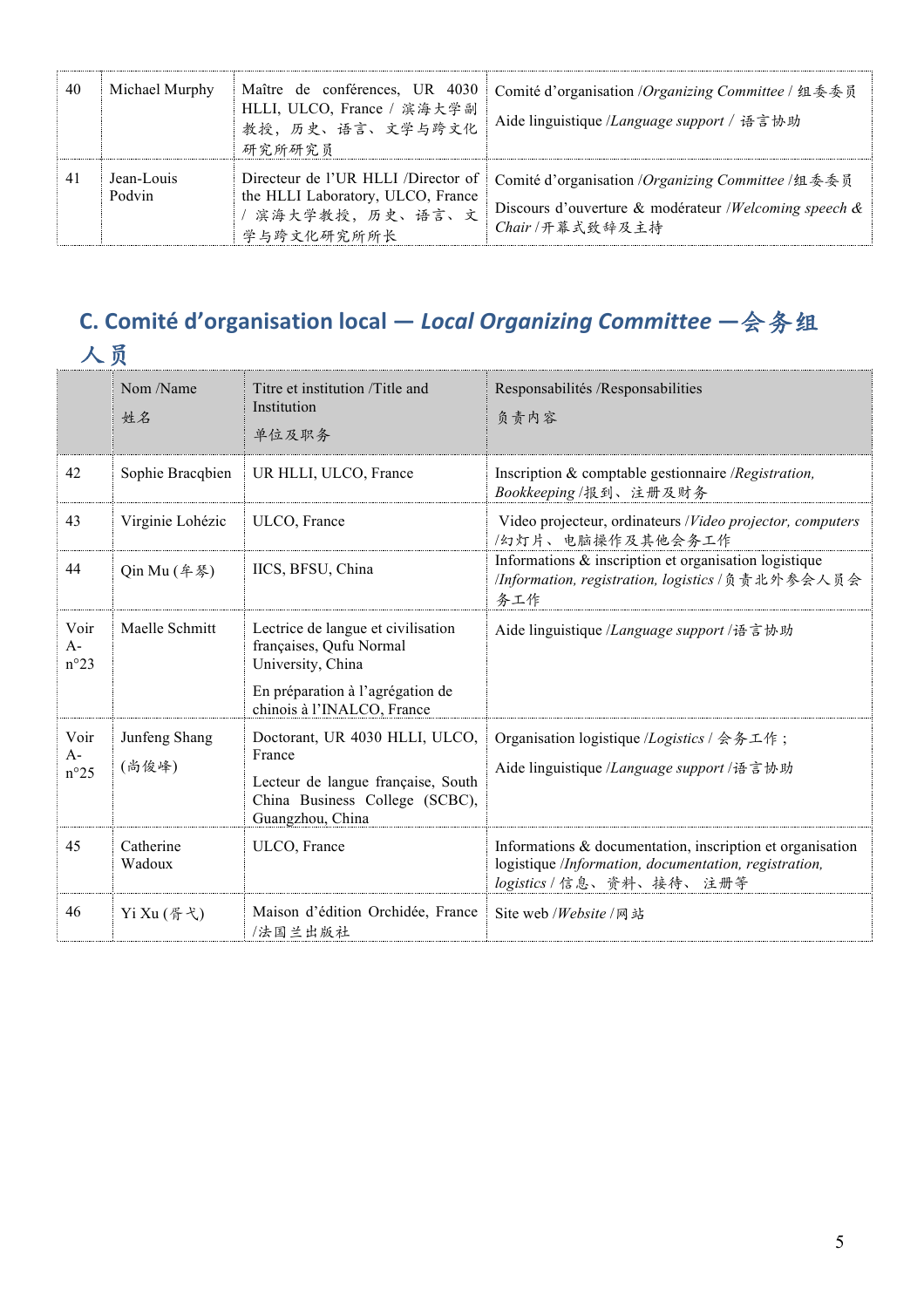| | | | |
|---|---|---|---|
| 40 | Michael Murphy | Maître de conférences, UR 4030 HLLI, ULCO, France / 滨海大学副教授，历史、语言、文学与跨文化研究所研究员 | Comité d'organisation /*Organizing Committee* / 组委委员<br>Aide linguistique /*Language support* / 语言协助 |
| 41 | Jean-Louis Podvin | Directeur de l'UR HLLI /Director of the HLLI Laboratory, ULCO, France / 滨海大学教授，历史、语言、文学与跨文化研究所所长 | Comité d'organisation /*Organizing Committee* /组委委员<br>Discours d'ouverture & modérateur /*Welcoming speech & Chair* /开幕式致辞及主持 |

## C. Comité d'organisation local — *Local Organizing Committee* —会务组人员

| | Nom /Name<br>姓名 | Titre et institution /Title and Institution<br>单位及职务 | Responsabilités /Responsabilities<br>负责内容 |
|---|---|---|---|
| 42 | Sophie Bracqbien | UR HLLI, ULCO, France | Inscription & comptable gestionnaire /*Registration, Bookkeeping* /报到、注册及财务 |
| 43 | Virginie Lohézic | ULCO, France | Video projecteur, ordinateurs /*Video projector, computers* /幻灯片、电脑操作及其他会务工作 |
| 44 | Qin Mu (牟琴) | IICS, BFSU, China | Informations & inscription et organisation logistique /*Information, registration, logistics* / 负责北外参会人员会务工作 |
| Voir A-n°23 | Maelle Schmitt | Lectrice de langue et civilisation françaises, Qufu Normal University, China<br>En préparation à l'agrégation de chinois à l'INALCO, France | Aide linguistique /*Language support* /语言协助 |
| Voir A-n°25 | Junfeng Shang (尚俊峰) | Doctorant, UR 4030 HLLI, ULCO, France<br>Lecteur de langue française, South China Business College (SCBC), Guangzhou, China | Organisation logistique /*Logistics* / 会务工作 ;<br>Aide linguistique /*Language support* /语言协助 |
| 45 | Catherine Wadoux | ULCO, France | Informations & documentation, inscription et organisation logistique /*Information, documentation, registration, logistics* / 信息、资料、接待、注册等 |
| 46 | Yi Xu (胥弋) | Maison d'édition Orchidée, France /法国兰出版社 | Site web /*Website* /网站 |